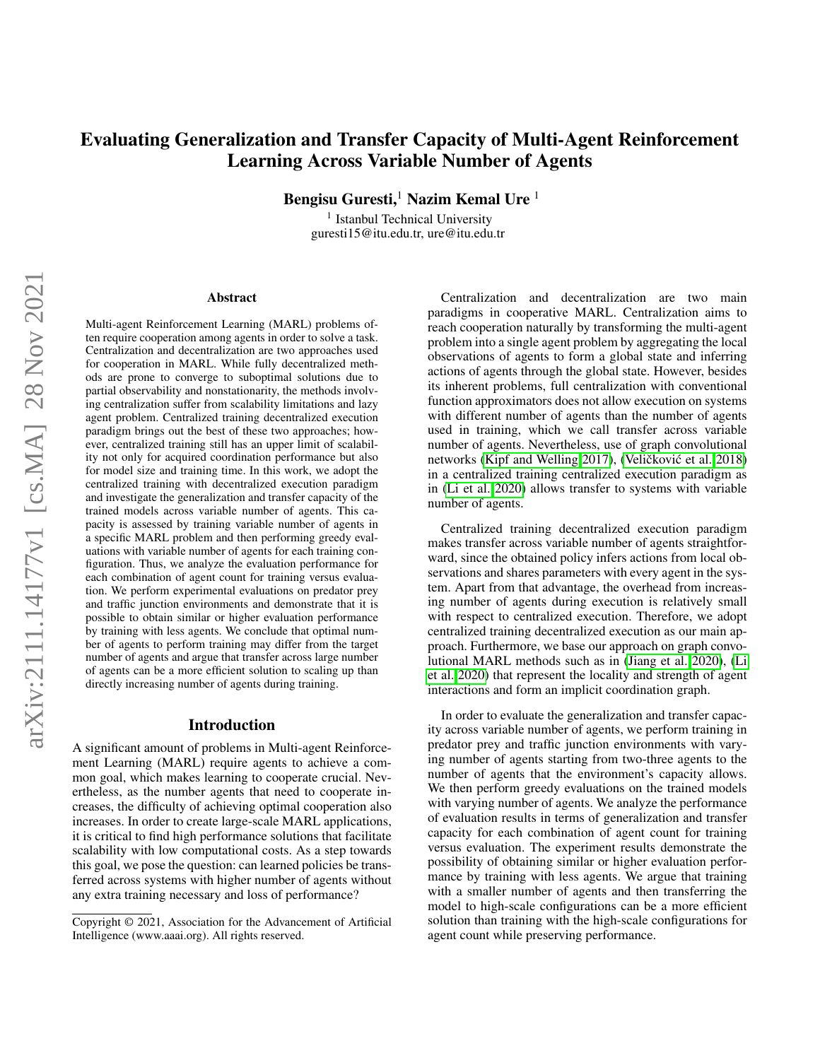# Evaluating Generalization and Transfer Capacity of Multi-Agent Reinforcement Learning Across Variable Number of Agents

**Bengisu Guresti,**[1] **Nazim Kemal Ure** [1]

[1] Istanbul Technical University
guresti15@itu.edu.tr, ure@itu.edu.tr

## Abstract

Multi-agent Reinforcement Learning (MARL) problems often require cooperation among agents in order to solve a task. Centralization and decentralization are two approaches used for cooperation in MARL. While fully decentralized methods are prone to converge to suboptimal solutions due to partial observability and nonstationarity, the methods involving centralization suffer from scalability limitations and lazy agent problem. Centralized training decentralized execution paradigm brings out the best of these two approaches; however, centralized training still has an upper limit of scalability not only for acquired coordination performance but also for model size and training time. In this work, we adopt the centralized training with decentralized execution paradigm and investigate the generalization and transfer capacity of the trained models across variable number of agents. This capacity is assessed by training variable number of agents in a specific MARL problem and then performing greedy evaluations with variable number of agents for each training configuration. Thus, we analyze the evaluation performance for each combination of agent count for training versus evaluation. We perform experimental evaluations on predator prey and traffic junction environments and demonstrate that it is possible to obtain similar or higher evaluation performance by training with less agents. We conclude that optimal number of agents to perform training may differ from the target number of agents and argue that transfer across large number of agents can be a more efficient solution to scaling up than directly increasing number of agents during training.

## Introduction

A significant amount of problems in Multi-agent Reinforcement Learning (MARL) require agents to achieve a common goal, which makes learning to cooperate crucial. Nevertheless, as the number agents that need to cooperate increases, the difficulty of achieving optimal cooperation also increases. In order to create large-scale MARL applications, it is critical to find high performance solutions that facilitate scalability with low computational costs. As a step towards this goal, we pose the question: can learned policies be transferred across systems with higher number of agents without any extra training necessary and loss of performance?

Centralization and decentralization are two main paradigms in cooperative MARL. Centralization aims to reach cooperation naturally by transforming the multi-agent problem into a single agent problem by aggregating the local observations of agents to form a global state and inferring actions of agents through the global state. However, besides its inherent problems, full centralization with conventional function approximators does not allow execution on systems with different number of agents than the number of agents used in training, which we call transfer across variable number of agents. Nevertheless, use of graph convolutional networks (Kipf and Welling 2017), (Veličković et al. 2018) in a centralized training centralized execution paradigm as in (Li et al. 2020) allows transfer to systems with variable number of agents.

Centralized training decentralized execution paradigm makes transfer across variable number of agents straightforward, since the obtained policy infers actions from local observations and shares parameters with every agent in the system. Apart from that advantage, the overhead from increasing number of agents during execution is relatively small with respect to centralized execution. Therefore, we adopt centralized training decentralized execution as our main approach. Furthermore, we base our approach on graph convolutional MARL methods such as in (Jiang et al. 2020), (Li et al. 2020) that represent the locality and strength of agent interactions and form an implicit coordination graph.

In order to evaluate the generalization and transfer capacity across variable number of agents, we perform training in predator prey and traffic junction environments with varying number of agents starting from two-three agents to the number of agents that the environment's capacity allows. We then perform greedy evaluations on the trained models with varying number of agents. We analyze the performance of evaluation results in terms of generalization and transfer capacity for each combination of agent count for training versus evaluation. The experiment results demonstrate the possibility of obtaining similar or higher evaluation performance by training with less agents. We argue that training with a smaller number of agents and then transferring the model to high-scale configurations can be a more efficient solution than training with the high-scale configurations for agent count while preserving performance.

Copyright © 2021, Association for the Advancement of Artificial Intelligence (www.aaai.org). All rights reserved.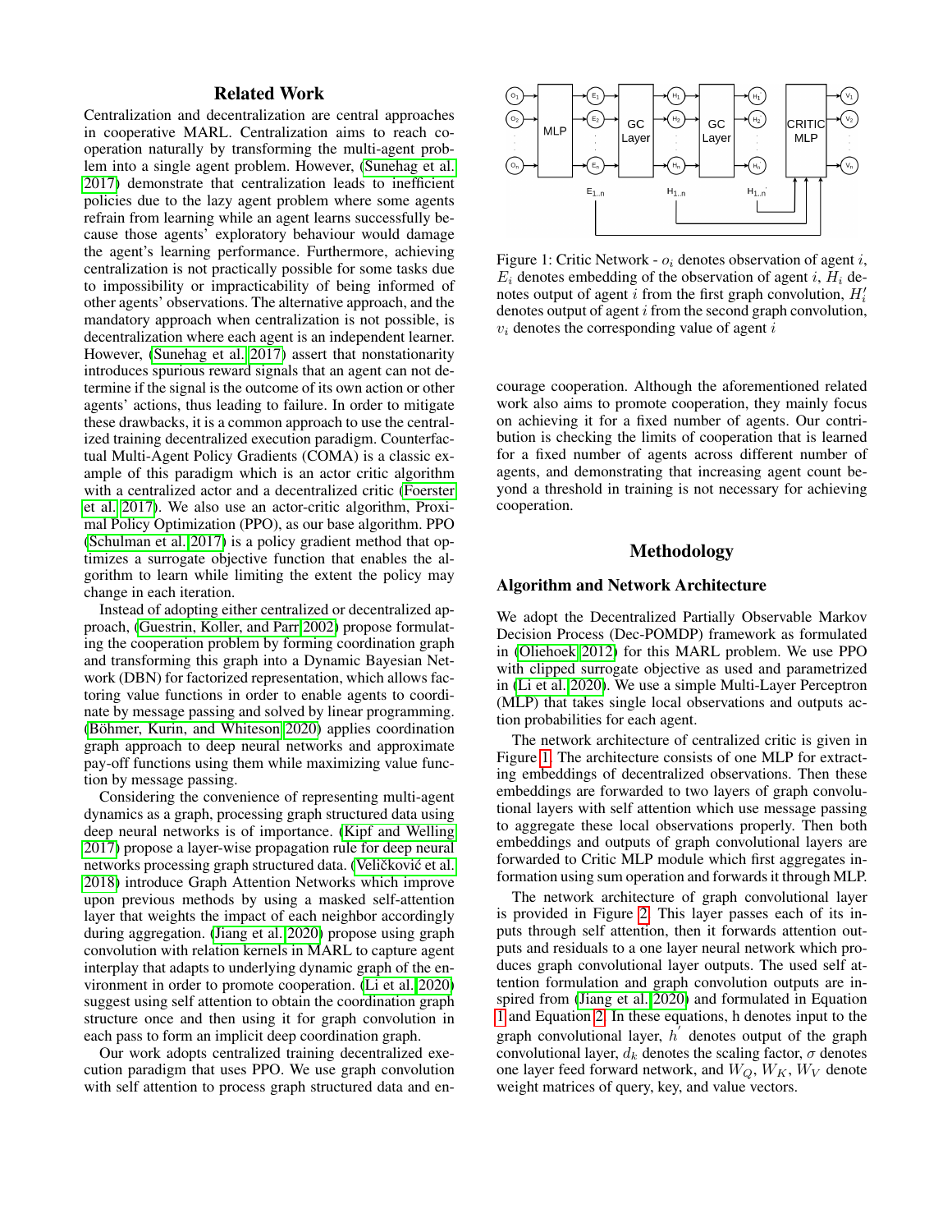## Related Work

Centralization and decentralization are central approaches in cooperative MARL. Centralization aims to reach cooperation naturally by transforming the multi-agent problem into a single agent problem. However, (Sunehag et al. 2017) demonstrate that centralization leads to inefficient policies due to the lazy agent problem where some agents refrain from learning while an agent learns successfully because those agents' exploratory behaviour would damage the agent's learning performance. Moreover, achieving centralization is not practically possible for some tasks due to impossibility or impracticability of being informed of other agents' observations. The alternative approach, and the mandatory approach when centralization is not possible, is decentralization where each agent is an independent learner. However, (Sunehag et al. 2017) assert that nonstationarity introduces spurious reward signals that an agent can not determine if the signal is the outcome of its own action or other agents' actions, thus leading to failure. In order to mitigate these drawbacks, it is a common approach to use the centralized training decentralized execution paradigm. Counterfactual Multi-Agent Policy Gradients (COMA) is a classic example of this paradigm which is an actor critic algorithm with a centralized actor and a decentralized critic (Foerster et al. 2017). We also use an actor-critic algorithm, Proximal Policy Optimization (PPO), as our base algorithm. PPO (Schulman et al. 2017) is a policy gradient method that optimizes a surrogate objective function that enables the algorithm to learn while limiting the extent the policy may change in each iteration.

Instead of adopting either centralized or decentralized approach, (Guestrin, Koller, and Parr 2002) propose formulating the cooperation problem by forming coordination graph and transforming this graph into a Dynamic Bayesian Network (DBN) for factorized representation, which allows factoring value functions in order to enable agents to coordinate by message passing and solved by linear programming. (Böhmer, Kurin, and Whiteson 2020) applies coordination graph approach to deep neural networks and approximate pay-off functions using them while maximizing value function by message passing.

Considering the convenience of representing multi-agent dynamics as a graph, processing graph structured data using deep neural networks is of importance. (Kipf and Welling 2017) propose a layer-wise propagation rule for deep neural networks processing graph structured data. (Veličković et al. 2018) introduce Graph Attention Networks which improve upon previous methods by using a masked self-attention layer that weights the impact of each neighbor accordingly during aggregation. (Jiang et al. 2020) propose using graph convolution with relation kernels in MARL to capture agent interplay that adapts to underlying dynamic graph of the environment in order to promote cooperation. (Li et al. 2020) suggest using self attention to obtain the coordination graph structure once and then using it for graph convolution in each pass to form an implicit deep coordination graph.

Our work adopts centralized training decentralized execution paradigm that uses PPO. We use graph convolution with self attention to process graph structured data and encourage cooperation. Although the aforementioned related work also aims to promote cooperation, they mainly focus on achieving it for a fixed number of agents. Our contribution is checking the limits of cooperation that is learned for a fixed number of agents across different number of agents, and demonstrating that increasing agent count beyond a threshold in training is not necessary for achieving cooperation.

Figure 1: Critic Network - $o_i$ denotes observation of agent $i$, $E_i$ denotes embedding of the observation of agent $i$, $H_i$ denotes output of agent $i$ from the first graph convolution, $H_i'$ denotes output of agent $i$ from the second graph convolution, $v_i$ denotes the corresponding value of agent $i$

## Methodology

### Algorithm and Network Architecture

We adopt the Decentralized Partially Observable Markov Decision Process (Dec-POMDP) framework as formulated in (Oliehoek 2012) for this MARL problem. We use PPO with clipped surrogate objective as used and parametrized in (Li et al. 2020). We use a simple Multi-Layer Perceptron (MLP) that takes single local observations and outputs action probabilities for each agent.

The network architecture of centralized critic is given in Figure 1. The architecture consists of one MLP for extracting embeddings of decentralized observations. Then these embeddings are forwarded to two layers of graph convolutional layers with self attention which use message passing to aggregate these local observations properly. Then both embeddings and outputs of graph convolutional layers are forwarded to Critic MLP module which first aggregates information using sum operation and forwards it through MLP.

The network architecture of graph convolutional layer is provided in Figure 2. This layer passes each of its inputs through self attention, then it forwards attention outputs and residuals to a one layer neural network which produces graph convolutional layer outputs. The used self attention formulation and graph convolution outputs are inspired from (Jiang et al. 2020) and formulated in Equation 1 and Equation 2. In these equations, h denotes input to the graph convolutional layer, $h^{'}$ denotes output of the graph convolutional layer, $d_k$ denotes the scaling factor, $\sigma$ denotes one layer feed forward network, and $W_Q$, $W_K$, $W_V$ denote weight matrices of query, key, and value vectors.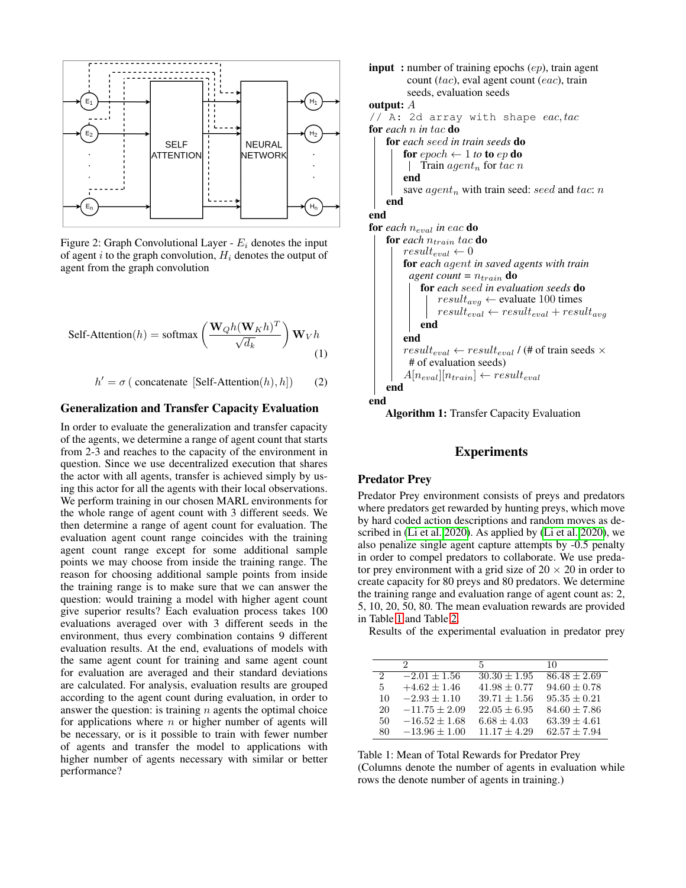Figure 2: Graph Convolutional Layer - $E_i$ denotes the input of agent $i$ to the graph convolution, $H_i$ denotes the output of agent from the graph convolution

$$\text{Self-Attention}(h) = \text{softmax}\left(\frac{\mathbf{W}_Q h (\mathbf{W}_K h)^T}{\sqrt{d_k}}\right)\mathbf{W}_V h \quad (1)$$

$$h' = \sigma\,(\text{ concatenate } [\text{Self-Attention}(h), h]) \quad (2)$$

### Generalization and Transfer Capacity Evaluation

In order to evaluate the generalization and transfer capacity of the agents, we determine a range of agent count that starts from 2-3 and reaches to the capacity of the environment in question. Since we use decentralized execution that shares the actor with all agents, transfer is achieved simply by using this actor for all the agents with their local observations. We perform training in our chosen MARL environments for the whole range of agent count with 3 different seeds. We then determine a range of agent count for evaluation. The evaluation agent count range coincides with the training agent count range except for some additional sample points we may choose from inside the training range. The reason for choosing additional sample points from inside the training range is to make sure that we can answer the question: would training a model with higher agent count give superior results? Each evaluation process takes 100 evaluations averaged over with 3 different seeds in the environment, thus every combination contains 9 different evaluation results. At the end, evaluations of models with the same agent count for training and same agent count for evaluation are averaged and their standard deviations are calculated. For analysis, evaluation results are grouped according to the agent count during evaluation, in order to answer the question: is training $n$ agents the optimal choice for applications where $n$ or higher number of agents will be necessary, or is it possible to train with fewer number of agents and transfer the model to applications with higher number of agents necessary with similar or better performance?

```
input  : number of training epochs (ep), train agent
         count (tac), eval agent count (eac), train
         seeds, evaluation seeds
output: A
// A: 2d array with shape eac, tac
for each n in tac do
    for each seed in train seeds do
        for epoch ← 1 to ep do
            Train agent_n for tac n
        end
        save agent_n with train seed: seed and tac: n
    end
end
for each n_eval in eac do
    for each n_train tac do
        result_eval ← 0
        for each agent in saved agents with train
          agent count = n_train do
            for each seed in evaluation seeds do
                result_avg ← evaluate 100 times
                result_eval ← result_eval + result_avg
            end
        end
        result_eval ← result_eval / (# of train seeds ×
          # of evaluation seeds)
        A[n_eval][n_train] ← result_eval
    end
end
```

**Algorithm 1:** Transfer Capacity Evaluation

## Experiments

### Predator Prey

Predator Prey environment consists of preys and predators where predators get rewarded by hunting preys, which move by hard coded action descriptions and random moves as described in (Li et al. 2020). As applied by (Li et al. 2020), we also penalize single agent capture attempts by -0.5 penalty in order to compel predators to collaborate. We use predator prey environment with a grid size of $20 \times 20$ in order to create capacity for 80 preys and 80 predators. We determine the training range and evaluation range of agent count as: 2, 5, 10, 20, 50, 80. The mean evaluation rewards are provided in Table 1 and Table 2.

Results of the experimental evaluation in predator prey

| | 2 | 5 | 10 |
|---|---|---|---|
| 2 | $-2.01 \pm 1.56$ | $30.30 \pm 1.95$ | $86.48 \pm 2.69$ |
| 5 | $+4.62 \pm 1.46$ | $41.98 \pm 0.77$ | $94.60 \pm 0.78$ |
| 10 | $-2.93 \pm 1.10$ | $39.71 \pm 1.56$ | $95.35 \pm 0.21$ |
| 20 | $-11.75 \pm 2.09$ | $22.05 \pm 6.95$ | $84.60 \pm 7.86$ |
| 50 | $-16.52 \pm 1.68$ | $6.68 \pm 4.03$ | $63.39 \pm 4.61$ |
| 80 | $-13.96 \pm 1.00$ | $11.17 \pm 4.29$ | $62.57 \pm 7.94$ |

Table 1: Mean of Total Rewards for Predator Prey (Columns denote the number of agents in evaluation while rows the denote number of agents in training.)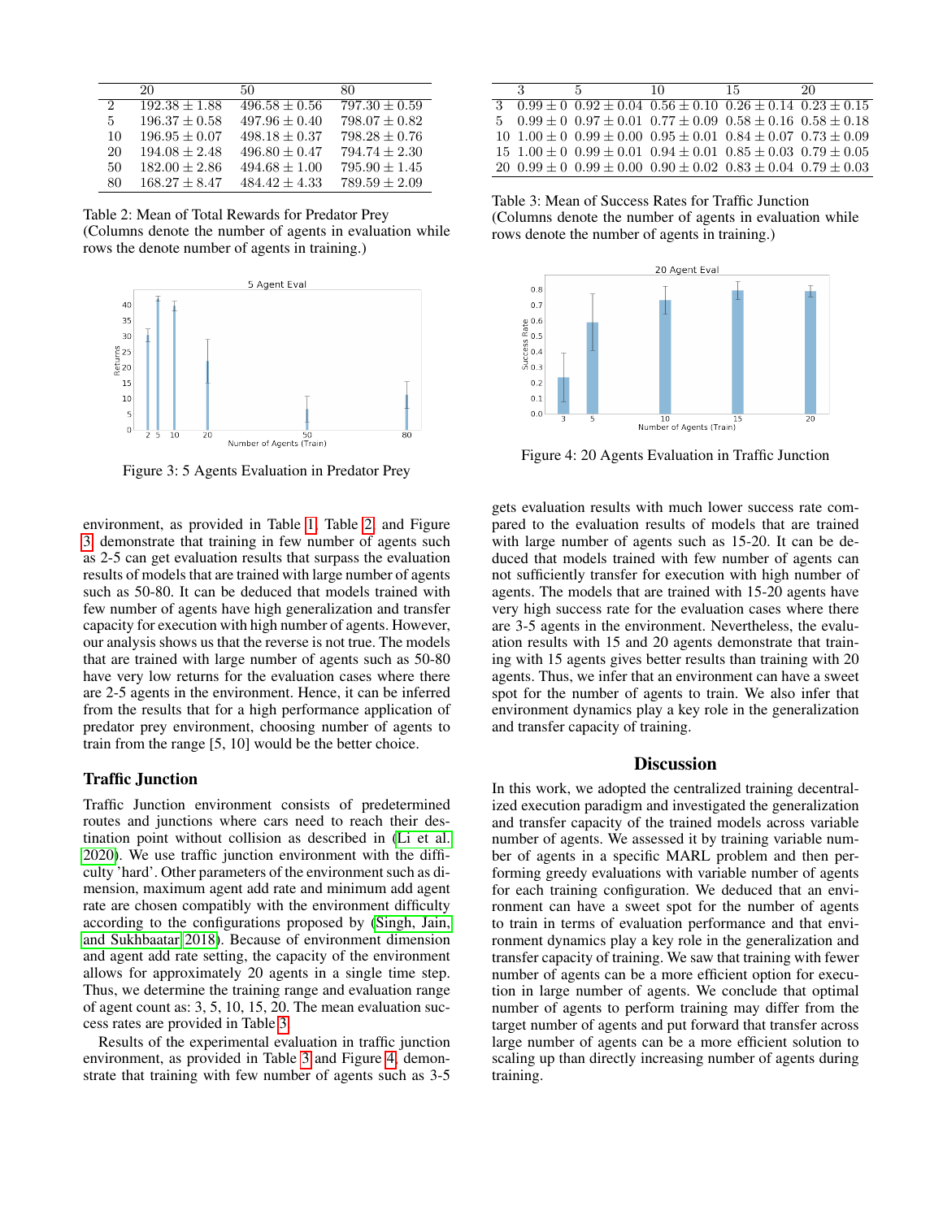|  | 20 | 50 | 80 |
|---|---|---|---|
| 2 | $192.38 \pm 1.88$ | $496.58 \pm 0.56$ | $797.30 \pm 0.59$ |
| 5 | $196.37 \pm 0.58$ | $497.96 \pm 0.40$ | $798.07 \pm 0.82$ |
| 10 | $196.95 \pm 0.07$ | $498.18 \pm 0.37$ | $798.28 \pm 0.76$ |
| 20 | $194.08 \pm 2.48$ | $496.80 \pm 0.47$ | $794.74 \pm 2.30$ |
| 50 | $182.00 \pm 2.86$ | $494.68 \pm 1.00$ | $795.90 \pm 1.45$ |
| 80 | $168.27 \pm 8.47$ | $484.42 \pm 4.33$ | $789.59 \pm 2.09$ |

Table 2: Mean of Total Rewards for Predator Prey (Columns denote the number of agents in evaluation while rows the denote number of agents in training.)

Figure 3: 5 Agents Evaluation in Predator Prey

environment, as provided in Table 1, Table 2, and Figure 3, demonstrate that training in few number of agents such as 2-5 can get evaluation results that surpass the evaluation results of models that are trained with large number of agents such as 50-80. It can be deduced that models trained with few number of agents have high generalization and transfer capacity for execution with high number of agents. However, our analysis shows us that the reverse is not true. The models that are trained with large number of agents such as 50-80 have very low returns for the evaluation cases where there are 2-5 agents in the environment. Hence, it can be inferred from the results that for a high performance application of predator prey environment, choosing number of agents to train from the range [5, 10] would be the better choice.

### Traffic Junction

Traffic Junction environment consists of predetermined routes and junctions where cars need to reach their destination point without collision as described in (Li et al. 2020). We use traffic junction environment with the difficulty 'hard'. Other parameters of the environment such as dimension, maximum agent add rate and minimum add agent rate are chosen compatibly with the environment difficulty according to the configurations proposed by (Singh, Jain, and Sukhbaatar 2018). Because of environment dimension and agent add rate setting, the capacity of the environment allows for approximately 20 agents in a single time step. Thus, we determine the training range and evaluation range of agent count as: 3, 5, 10, 15, 20. The mean evaluation success rates are provided in Table 3.

Results of the experimental evaluation in traffic junction environment, as provided in Table 3 and Figure 4, demonstrate that training with few number of agents such as 3-5 gets evaluation results with much lower success rate compared to the evaluation results of models that are trained with large number of agents such as 15-20. It can be deduced that models trained with few number of agents can not sufficiently transfer for execution with high number of agents. The models that are trained with 15-20 agents have very high success rate for the evaluation cases where there are 3-5 agents in the environment. Nevertheless, the evaluation results with 15 and 20 agents demonstrate that training with 15 agents gives better results than training with 20 agents. Thus, we infer that an environment can have a sweet spot for the number of agents to train. We also infer that environment dynamics play a key role in the generalization and transfer capacity of training.

|  | 3 | 5 | 10 | 15 | 20 |
|---|---|---|---|---|---|
| 3 | $0.99 \pm 0$ | $0.92 \pm 0.04$ | $0.56 \pm 0.10$ | $0.26 \pm 0.14$ | $0.23 \pm 0.15$ |
| 5 | $0.99 \pm 0$ | $0.97 \pm 0.01$ | $0.77 \pm 0.09$ | $0.58 \pm 0.16$ | $0.58 \pm 0.18$ |
| 10 | $1.00 \pm 0$ | $0.99 \pm 0.00$ | $0.95 \pm 0.01$ | $0.84 \pm 0.07$ | $0.73 \pm 0.09$ |
| 15 | $1.00 \pm 0$ | $0.99 \pm 0.01$ | $0.94 \pm 0.01$ | $0.85 \pm 0.03$ | $0.79 \pm 0.05$ |
| 20 | $0.99 \pm 0$ | $0.99 \pm 0.00$ | $0.90 \pm 0.02$ | $0.83 \pm 0.04$ | $0.79 \pm 0.03$ |

Table 3: Mean of Success Rates for Traffic Junction (Columns denote the number of agents in evaluation while rows denote the number of agents in training.)

Figure 4: 20 Agents Evaluation in Traffic Junction

## Discussion

In this work, we adopted the centralized training decentralized execution paradigm and investigated the generalization and transfer capacity of the trained models across variable number of agents. We assessed it by training variable number of agents in a specific MARL problem and then performing greedy evaluations with variable number of agents for each training configuration. We deduced that an environment can have a sweet spot for the number of agents to train in terms of evaluation performance and that environment dynamics play a key role in the generalization and transfer capacity of training. We saw that training with fewer number of agents can be a more efficient option for execution in large number of agents. We conclude that optimal number of agents to perform training may differ from the target number of agents and put forward that transfer across large number of agents can be a more efficient solution to scaling up than directly increasing number of agents during training.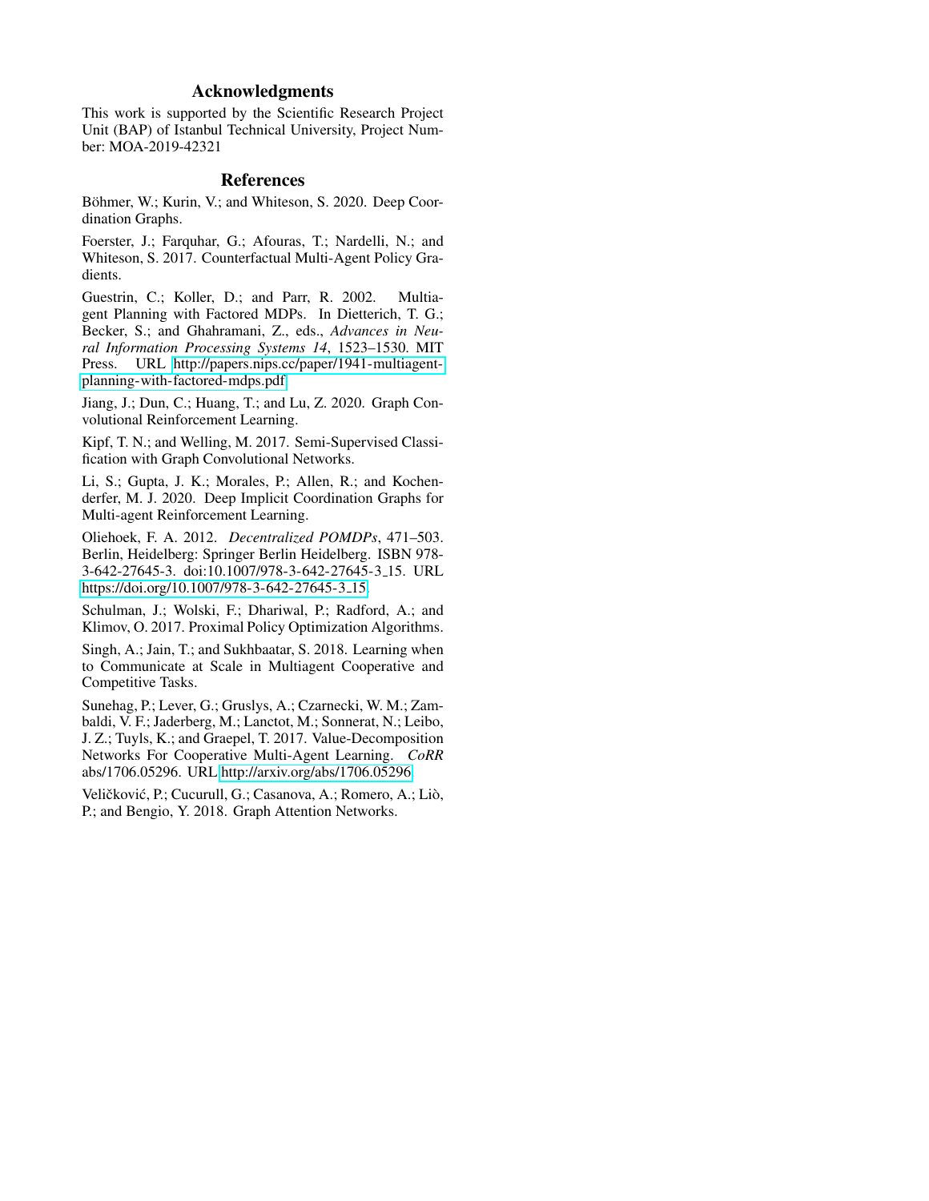## Acknowledgments

This work is supported by the Scientific Research Project Unit (BAP) of Istanbul Technical University, Project Number: MOA-2019-42321

## References

Böhmer, W.; Kurin, V.; and Whiteson, S. 2020. Deep Coordination Graphs.

Foerster, J.; Farquhar, G.; Afouras, T.; Nardelli, N.; and Whiteson, S. 2017. Counterfactual Multi-Agent Policy Gradients.

Guestrin, C.; Koller, D.; and Parr, R. 2002. Multiagent Planning with Factored MDPs. In Dietterich, T. G.; Becker, S.; and Ghahramani, Z., eds., *Advances in Neural Information Processing Systems 14*, 1523–1530. MIT Press. URL http://papers.nips.cc/paper/1941-multiagent-planning-with-factored-mdps.pdf.

Jiang, J.; Dun, C.; Huang, T.; and Lu, Z. 2020. Graph Convolutional Reinforcement Learning.

Kipf, T. N.; and Welling, M. 2017. Semi-Supervised Classification with Graph Convolutional Networks.

Li, S.; Gupta, J. K.; Morales, P.; Allen, R.; and Kochenderfer, M. J. 2020. Deep Implicit Coordination Graphs for Multi-agent Reinforcement Learning.

Oliehoek, F. A. 2012. *Decentralized POMDPs*, 471–503. Berlin, Heidelberg: Springer Berlin Heidelberg. ISBN 978-3-642-27645-3. doi:10.1007/978-3-642-27645-3_15. URL https://doi.org/10.1007/978-3-642-27645-3_15.

Schulman, J.; Wolski, F.; Dhariwal, P.; Radford, A.; and Klimov, O. 2017. Proximal Policy Optimization Algorithms.

Singh, A.; Jain, T.; and Sukhbaatar, S. 2018. Learning when to Communicate at Scale in Multiagent Cooperative and Competitive Tasks.

Sunehag, P.; Lever, G.; Gruslys, A.; Czarnecki, W. M.; Zambaldi, V. F.; Jaderberg, M.; Lanctot, M.; Sonnerat, N.; Leibo, J. Z.; Tuyls, K.; and Graepel, T. 2017. Value-Decomposition Networks For Cooperative Multi-Agent Learning. *CoRR* abs/1706.05296. URL http://arxiv.org/abs/1706.05296.

Veličković, P.; Cucurull, G.; Casanova, A.; Romero, A.; Liò, P.; and Bengio, Y. 2018. Graph Attention Networks.